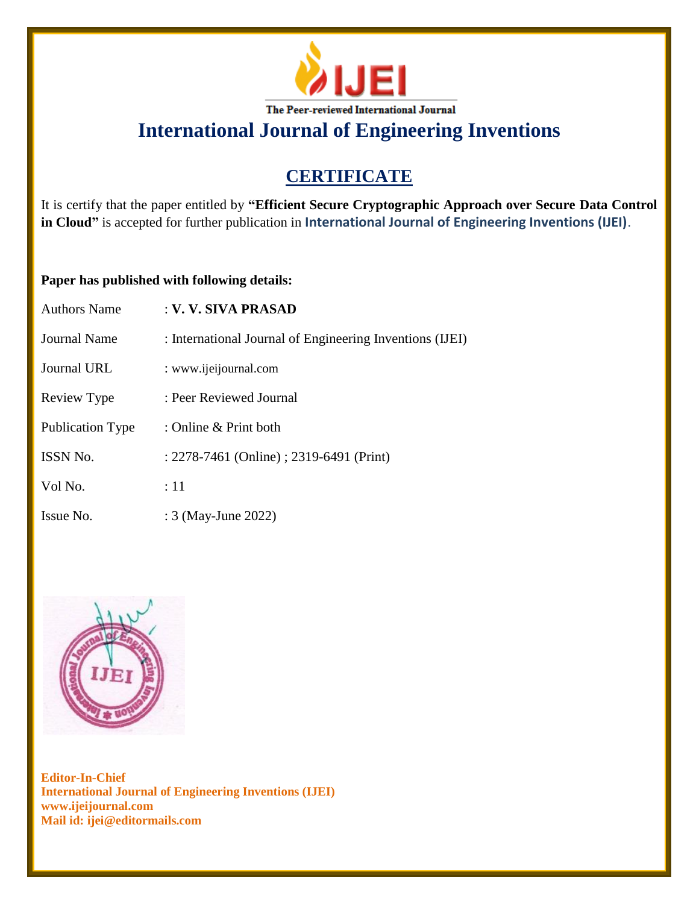The Peer-reviewed International Journal

# International Journal of Engineering Inventions

## CERTIFICATE

It is certify that the paper entitled by **"Efficient Secure Cryptographic Approach over Secure Data Control in Cloud"** is accepted for further publication in **International Journal of Engineering Inventions (IJEI)**.

**Paper has published with following details:**

| | |
|---|---|
| Authors Name | : **V. V. SIVA PRASAD** |
| Journal Name | : International Journal of Engineering Inventions (IJEI) |
| Journal URL | : www.ijeijournal.com |
| Review Type | : Peer Reviewed Journal |
| Publication Type | : Online & Print both |
| ISSN No. | : 2278-7461 (Online) ; 2319-6491 (Print) |
| Vol No. | : 11 |
| Issue No. | : 3 (May-June 2022) |

**Editor-In-Chief**
**International Journal of Engineering Inventions (IJEI)**
**www.ijeijournal.com**
**Mail id: ijei@editormails.com**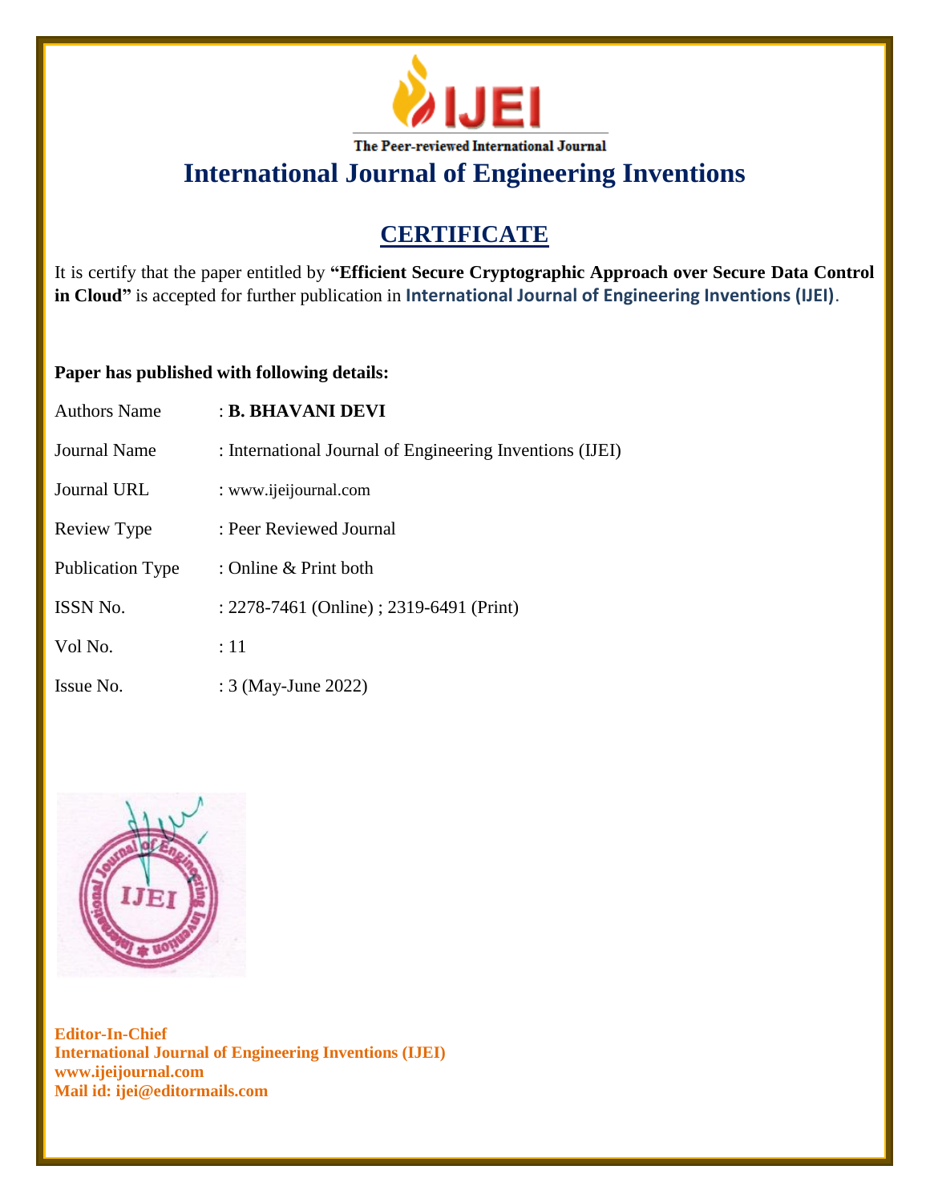IJEI

The Peer-reviewed International Journal

# International Journal of Engineering Inventions

## CERTIFICATE

It is certify that the paper entitled by **"Efficient Secure Cryptographic Approach over Secure Data Control in Cloud"** is accepted for further publication in **International Journal of Engineering Inventions (IJEI)**.

**Paper has published with following details:**

| | |
|---|---|
| Authors Name | : **B. BHAVANI DEVI** |
| Journal Name | : International Journal of Engineering Inventions (IJEI) |
| Journal URL | : www.ijeijournal.com |
| Review Type | : Peer Reviewed Journal |
| Publication Type | : Online & Print both |
| ISSN No. | : 2278-7461 (Online) ; 2319-6491 (Print) |
| Vol No. | : 11 |
| Issue No. | : 3 (May-June 2022) |

**Editor-In-Chief**
**International Journal of Engineering Inventions (IJEI)**
**www.ijeijournal.com**
**Mail id: ijei@editormails.com**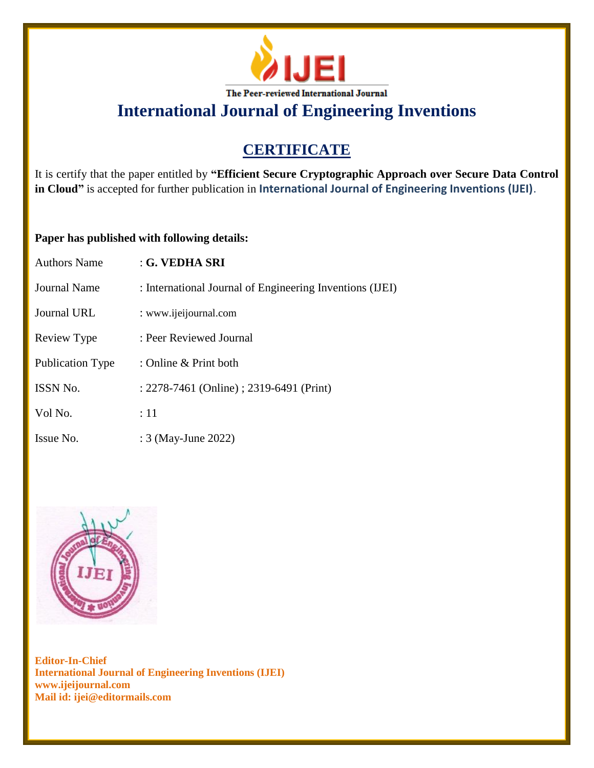# IJEI

The Peer-reviewed International Journal

# International Journal of Engineering Inventions

## CERTIFICATE

It is certify that the paper entitled by **"Efficient Secure Cryptographic Approach over Secure Data Control in Cloud"** is accepted for further publication in **International Journal of Engineering Inventions (IJEI)**.

**Paper has published with following details:**

| | |
|---|---|
| Authors Name | : **G. VEDHA SRI** |
| Journal Name | : International Journal of Engineering Inventions (IJEI) |
| Journal URL | : www.ijeijournal.com |
| Review Type | : Peer Reviewed Journal |
| Publication Type | : Online & Print both |
| ISSN No. | : 2278-7461 (Online) ; 2319-6491 (Print) |
| Vol No. | : 11 |
| Issue No. | : 3 (May-June 2022) |

**Editor-In-Chief**
**International Journal of Engineering Inventions (IJEI)**
**www.ijeijournal.com**
**Mail id: ijei@editormails.com**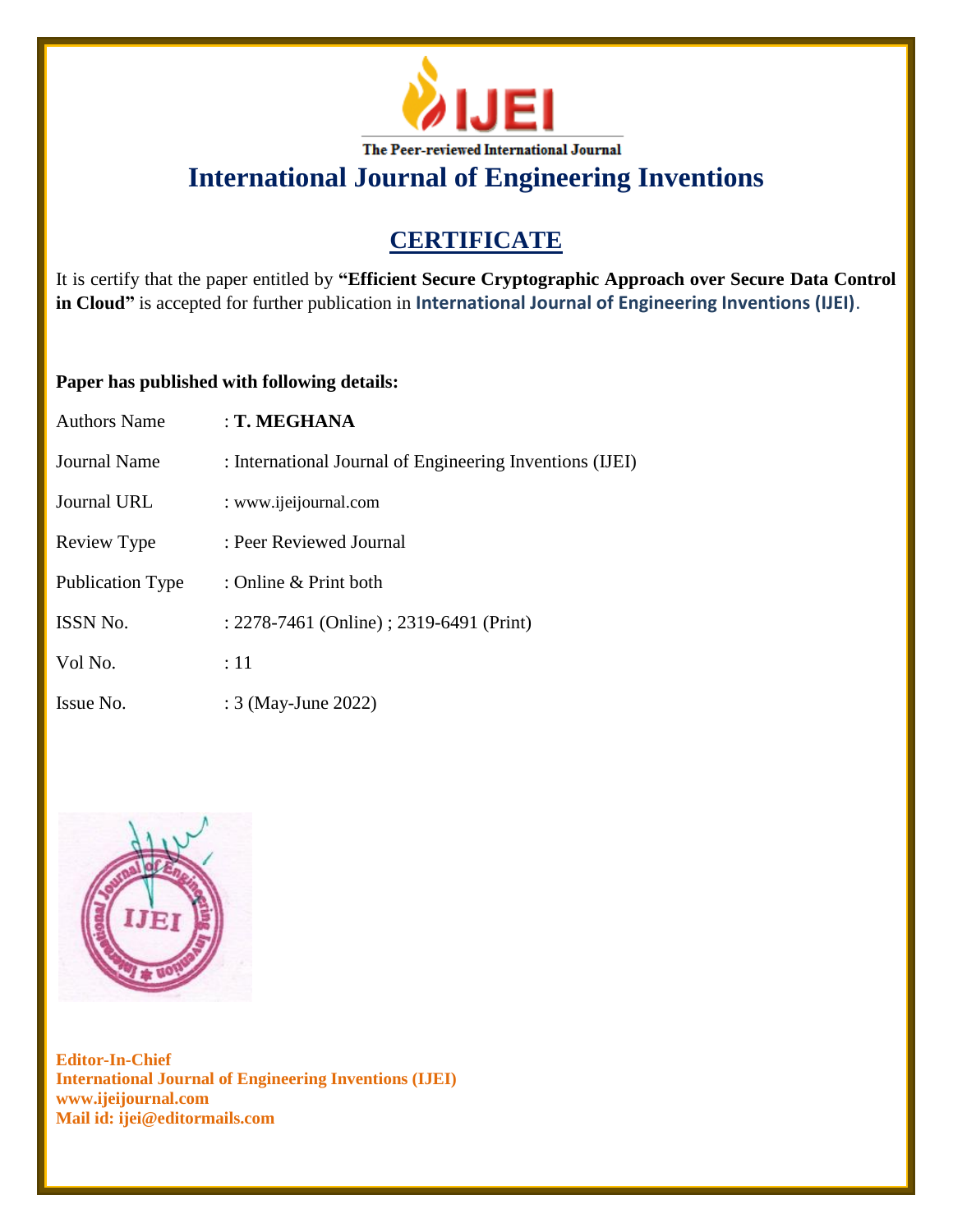**IJEI**

The Peer-reviewed International Journal

# International Journal of Engineering Inventions

## CERTIFICATE

It is certify that the paper entitled by **"Efficient Secure Cryptographic Approach over Secure Data Control in Cloud"** is accepted for further publication in **International Journal of Engineering Inventions (IJEI)**.

**Paper has published with following details:**

| | |
|---|---|
| Authors Name | : **T. MEGHANA** |
| Journal Name | : International Journal of Engineering Inventions (IJEI) |
| Journal URL | : www.ijeijournal.com |
| Review Type | : Peer Reviewed Journal |
| Publication Type | : Online & Print both |
| ISSN No. | : 2278-7461 (Online) ; 2319-6491 (Print) |
| Vol No. | : 11 |
| Issue No. | : 3 (May-June 2022) |

**Editor-In-Chief**
**International Journal of Engineering Inventions (IJEI)**
**www.ijeijournal.com**
**Mail id: ijei@editormails.com**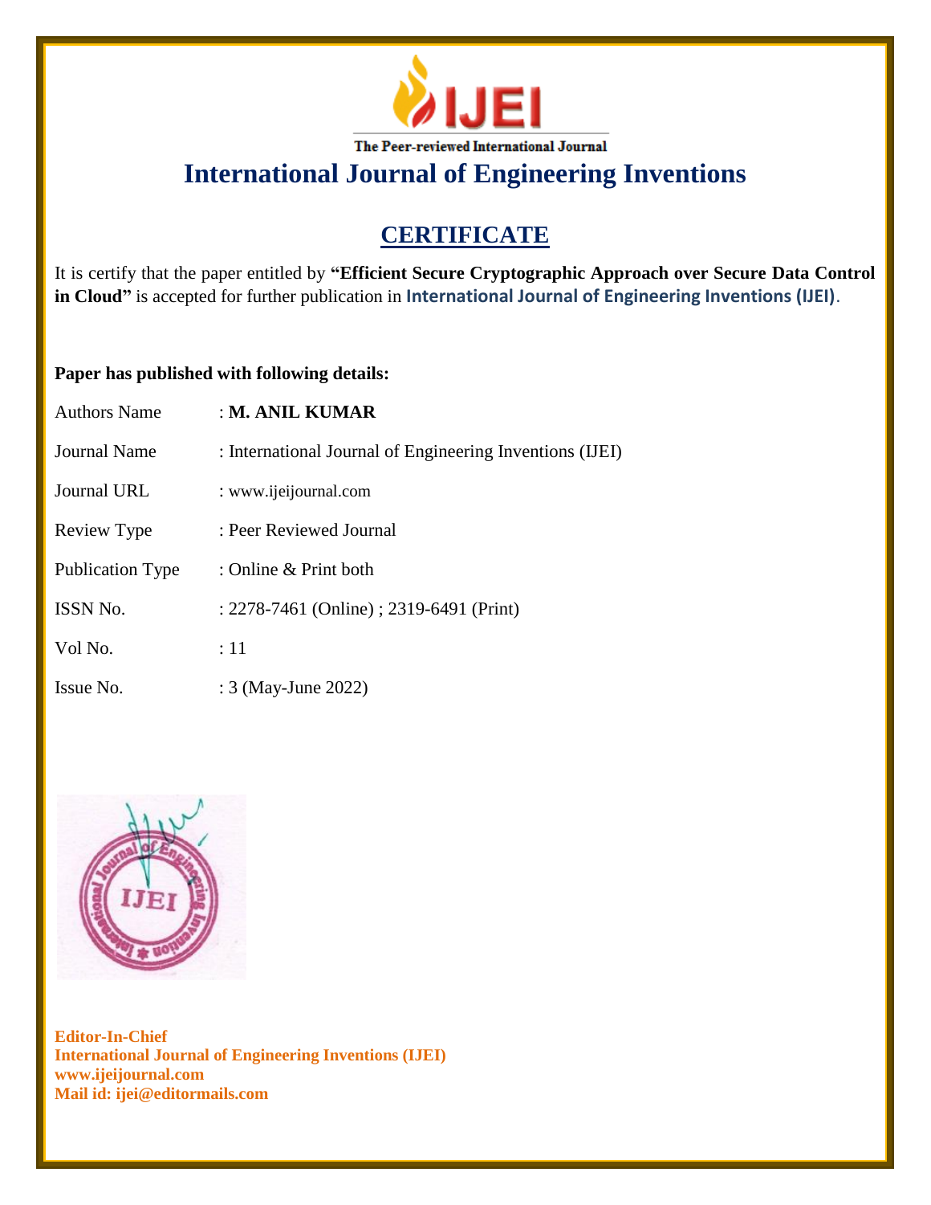The Peer-reviewed International Journal

# International Journal of Engineering Inventions

## CERTIFICATE

It is certify that the paper entitled by **"Efficient Secure Cryptographic Approach over Secure Data Control in Cloud"** is accepted for further publication in **International Journal of Engineering Inventions (IJEI)**.

**Paper has published with following details:**

| | |
|---|---|
| Authors Name | : **M. ANIL KUMAR** |
| Journal Name | : International Journal of Engineering Inventions (IJEI) |
| Journal URL | : www.ijeijournal.com |
| Review Type | : Peer Reviewed Journal |
| Publication Type | : Online & Print both |
| ISSN No. | : 2278-7461 (Online) ; 2319-6491 (Print) |
| Vol No. | : 11 |
| Issue No. | : 3 (May-June 2022) |

**Editor-In-Chief**
**International Journal of Engineering Inventions (IJEI)**
**www.ijeijournal.com**
**Mail id: ijei@editormails.com**